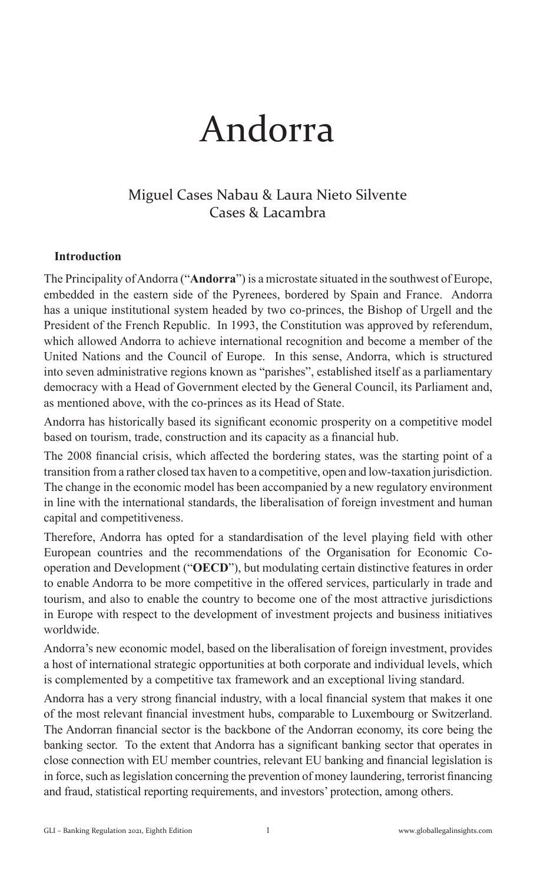# Andorra

Miguel Cases Nabau & Laura Nieto Silvente
Cases & Lacambra

## Introduction

The Principality of Andorra ("**Andorra**") is a microstate situated in the southwest of Europe, embedded in the eastern side of the Pyrenees, bordered by Spain and France. Andorra has a unique institutional system headed by two co-princes, the Bishop of Urgell and the President of the French Republic. In 1993, the Constitution was approved by referendum, which allowed Andorra to achieve international recognition and become a member of the United Nations and the Council of Europe. In this sense, Andorra, which is structured into seven administrative regions known as "parishes", established itself as a parliamentary democracy with a Head of Government elected by the General Council, its Parliament and, as mentioned above, with the co-princes as its Head of State.

Andorra has historically based its significant economic prosperity on a competitive model based on tourism, trade, construction and its capacity as a financial hub.

The 2008 financial crisis, which affected the bordering states, was the starting point of a transition from a rather closed tax haven to a competitive, open and low-taxation jurisdiction. The change in the economic model has been accompanied by a new regulatory environment in line with the international standards, the liberalisation of foreign investment and human capital and competitiveness.

Therefore, Andorra has opted for a standardisation of the level playing field with other European countries and the recommendations of the Organisation for Economic Co-operation and Development ("**OECD**"), but modulating certain distinctive features in order to enable Andorra to be more competitive in the offered services, particularly in trade and tourism, and also to enable the country to become one of the most attractive jurisdictions in Europe with respect to the development of investment projects and business initiatives worldwide.

Andorra's new economic model, based on the liberalisation of foreign investment, provides a host of international strategic opportunities at both corporate and individual levels, which is complemented by a competitive tax framework and an exceptional living standard.

Andorra has a very strong financial industry, with a local financial system that makes it one of the most relevant financial investment hubs, comparable to Luxembourg or Switzerland. The Andorran financial sector is the backbone of the Andorran economy, its core being the banking sector. To the extent that Andorra has a significant banking sector that operates in close connection with EU member countries, relevant EU banking and financial legislation is in force, such as legislation concerning the prevention of money laundering, terrorist financing and fraud, statistical reporting requirements, and investors' protection, among others.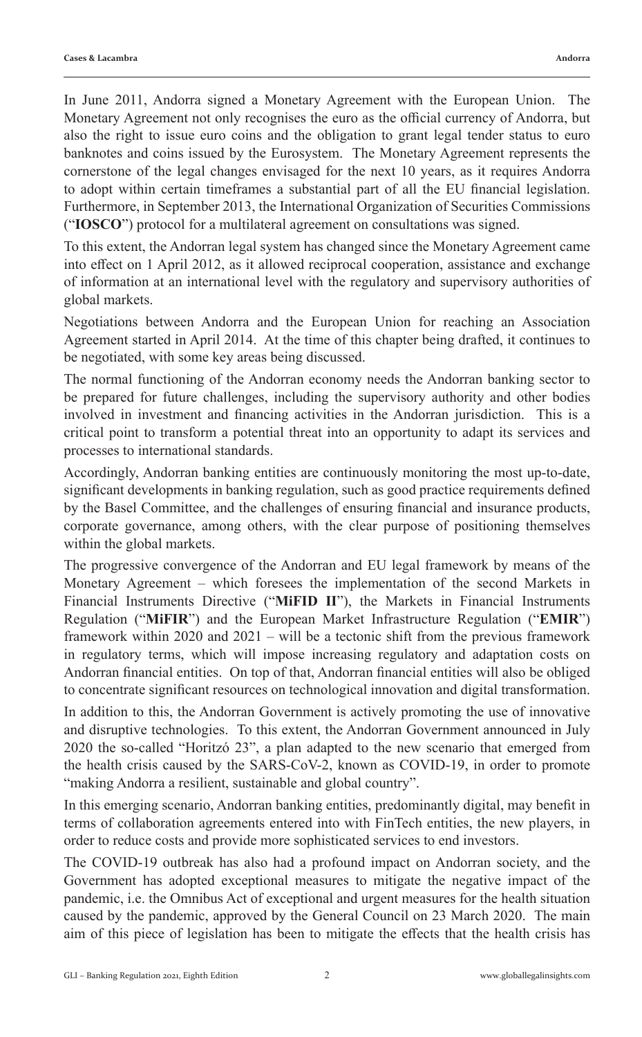In June 2011, Andorra signed a Monetary Agreement with the European Union. The Monetary Agreement not only recognises the euro as the official currency of Andorra, but also the right to issue euro coins and the obligation to grant legal tender status to euro banknotes and coins issued by the Eurosystem. The Monetary Agreement represents the cornerstone of the legal changes envisaged for the next 10 years, as it requires Andorra to adopt within certain timeframes a substantial part of all the EU financial legislation. Furthermore, in September 2013, the International Organization of Securities Commissions ("**IOSCO**") protocol for a multilateral agreement on consultations was signed.

To this extent, the Andorran legal system has changed since the Monetary Agreement came into effect on 1 April 2012, as it allowed reciprocal cooperation, assistance and exchange of information at an international level with the regulatory and supervisory authorities of global markets.

Negotiations between Andorra and the European Union for reaching an Association Agreement started in April 2014. At the time of this chapter being drafted, it continues to be negotiated, with some key areas being discussed.

The normal functioning of the Andorran economy needs the Andorran banking sector to be prepared for future challenges, including the supervisory authority and other bodies involved in investment and financing activities in the Andorran jurisdiction. This is a critical point to transform a potential threat into an opportunity to adapt its services and processes to international standards.

Accordingly, Andorran banking entities are continuously monitoring the most up-to-date, significant developments in banking regulation, such as good practice requirements defined by the Basel Committee, and the challenges of ensuring financial and insurance products, corporate governance, among others, with the clear purpose of positioning themselves within the global markets.

The progressive convergence of the Andorran and EU legal framework by means of the Monetary Agreement – which foresees the implementation of the second Markets in Financial Instruments Directive ("**MiFID II**"), the Markets in Financial Instruments Regulation ("**MiFIR**") and the European Market Infrastructure Regulation ("**EMIR**") framework within 2020 and 2021 – will be a tectonic shift from the previous framework in regulatory terms, which will impose increasing regulatory and adaptation costs on Andorran financial entities. On top of that, Andorran financial entities will also be obliged to concentrate significant resources on technological innovation and digital transformation.

In addition to this, the Andorran Government is actively promoting the use of innovative and disruptive technologies. To this extent, the Andorran Government announced in July 2020 the so-called "Horitzó 23", a plan adapted to the new scenario that emerged from the health crisis caused by the SARS-CoV-2, known as COVID-19, in order to promote "making Andorra a resilient, sustainable and global country".

In this emerging scenario, Andorran banking entities, predominantly digital, may benefit in terms of collaboration agreements entered into with FinTech entities, the new players, in order to reduce costs and provide more sophisticated services to end investors.

The COVID-19 outbreak has also had a profound impact on Andorran society, and the Government has adopted exceptional measures to mitigate the negative impact of the pandemic, i.e. the Omnibus Act of exceptional and urgent measures for the health situation caused by the pandemic, approved by the General Council on 23 March 2020. The main aim of this piece of legislation has been to mitigate the effects that the health crisis has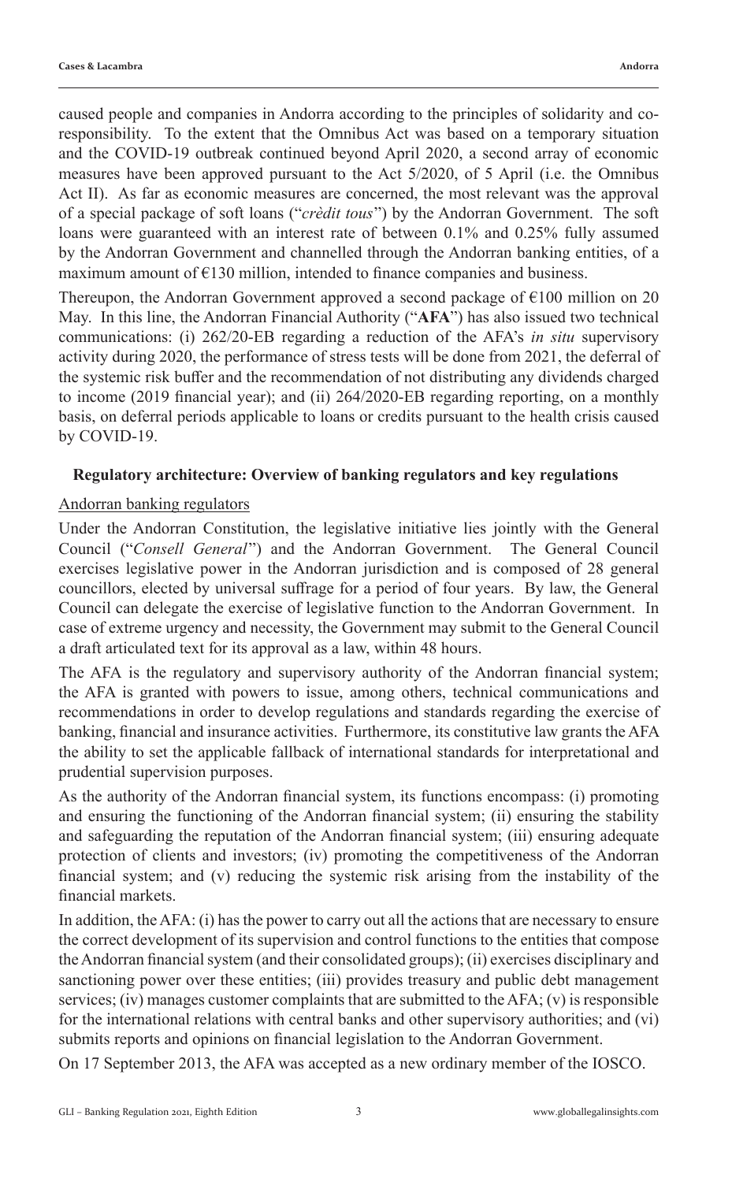caused people and companies in Andorra according to the principles of solidarity and co-responsibility. To the extent that the Omnibus Act was based on a temporary situation and the COVID-19 outbreak continued beyond April 2020, a second array of economic measures have been approved pursuant to the Act 5/2020, of 5 April (i.e. the Omnibus Act II). As far as economic measures are concerned, the most relevant was the approval of a special package of soft loans ("*crèdit tous*") by the Andorran Government. The soft loans were guaranteed with an interest rate of between 0.1% and 0.25% fully assumed by the Andorran Government and channelled through the Andorran banking entities, of a maximum amount of €130 million, intended to finance companies and business.

Thereupon, the Andorran Government approved a second package of €100 million on 20 May. In this line, the Andorran Financial Authority ("**AFA**") has also issued two technical communications: (i) 262/20-EB regarding a reduction of the AFA's *in situ* supervisory activity during 2020, the performance of stress tests will be done from 2021, the deferral of the systemic risk buffer and the recommendation of not distributing any dividends charged to income (2019 financial year); and (ii) 264/2020-EB regarding reporting, on a monthly basis, on deferral periods applicable to loans or credits pursuant to the health crisis caused by COVID-19.

## Regulatory architecture: Overview of banking regulators and key regulations

### Andorran banking regulators

Under the Andorran Constitution, the legislative initiative lies jointly with the General Council ("*Consell General*") and the Andorran Government. The General Council exercises legislative power in the Andorran jurisdiction and is composed of 28 general councillors, elected by universal suffrage for a period of four years. By law, the General Council can delegate the exercise of legislative function to the Andorran Government. In case of extreme urgency and necessity, the Government may submit to the General Council a draft articulated text for its approval as a law, within 48 hours.

The AFA is the regulatory and supervisory authority of the Andorran financial system; the AFA is granted with powers to issue, among others, technical communications and recommendations in order to develop regulations and standards regarding the exercise of banking, financial and insurance activities. Furthermore, its constitutive law grants the AFA the ability to set the applicable fallback of international standards for interpretational and prudential supervision purposes.

As the authority of the Andorran financial system, its functions encompass: (i) promoting and ensuring the functioning of the Andorran financial system; (ii) ensuring the stability and safeguarding the reputation of the Andorran financial system; (iii) ensuring adequate protection of clients and investors; (iv) promoting the competitiveness of the Andorran financial system; and (v) reducing the systemic risk arising from the instability of the financial markets.

In addition, the AFA: (i) has the power to carry out all the actions that are necessary to ensure the correct development of its supervision and control functions to the entities that compose the Andorran financial system (and their consolidated groups); (ii) exercises disciplinary and sanctioning power over these entities; (iii) provides treasury and public debt management services; (iv) manages customer complaints that are submitted to the AFA; (v) is responsible for the international relations with central banks and other supervisory authorities; and (vi) submits reports and opinions on financial legislation to the Andorran Government.

On 17 September 2013, the AFA was accepted as a new ordinary member of the IOSCO.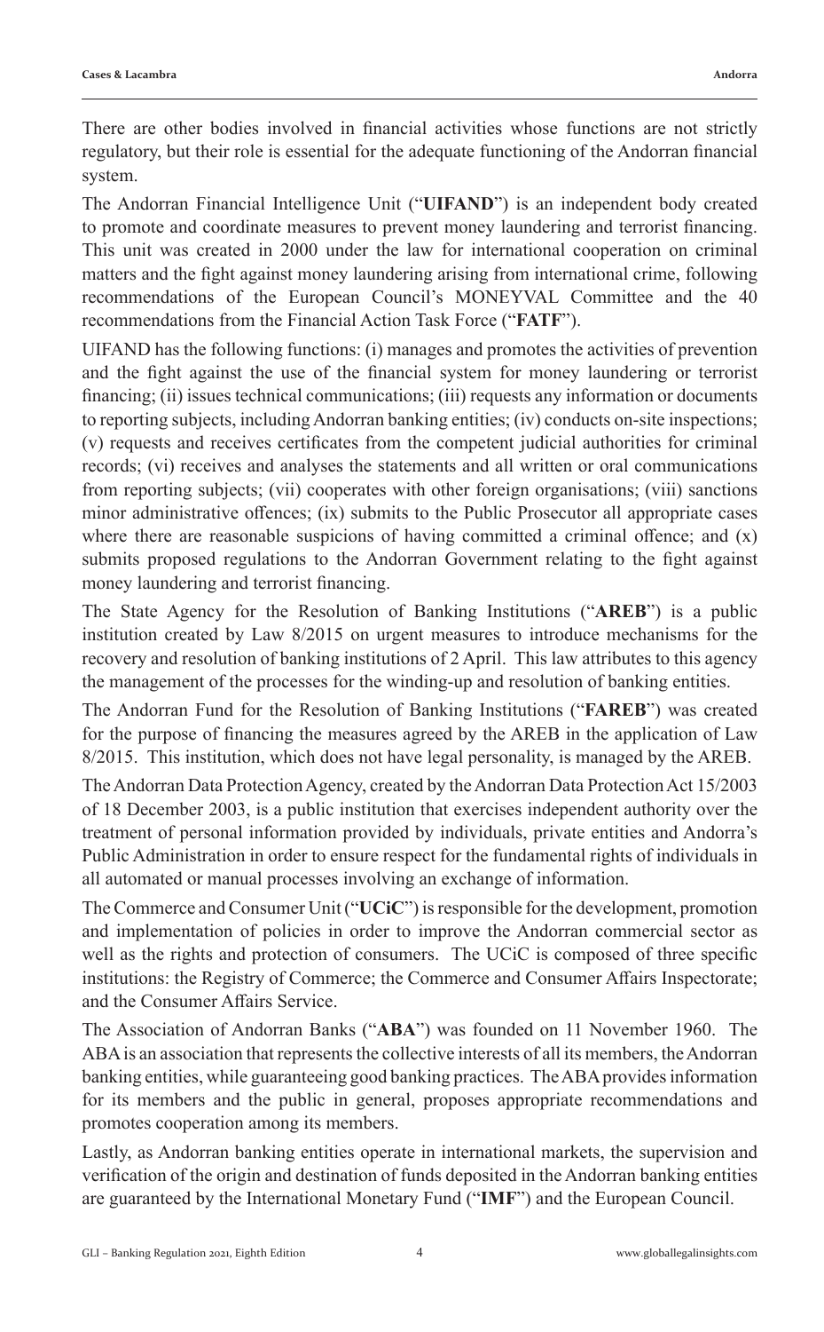There are other bodies involved in financial activities whose functions are not strictly regulatory, but their role is essential for the adequate functioning of the Andorran financial system.

The Andorran Financial Intelligence Unit ("**UIFAND**") is an independent body created to promote and coordinate measures to prevent money laundering and terrorist financing. This unit was created in 2000 under the law for international cooperation on criminal matters and the fight against money laundering arising from international crime, following recommendations of the European Council's MONEYVAL Committee and the 40 recommendations from the Financial Action Task Force ("**FATF**").

UIFAND has the following functions: (i) manages and promotes the activities of prevention and the fight against the use of the financial system for money laundering or terrorist financing; (ii) issues technical communications; (iii) requests any information or documents to reporting subjects, including Andorran banking entities; (iv) conducts on-site inspections; (v) requests and receives certificates from the competent judicial authorities for criminal records; (vi) receives and analyses the statements and all written or oral communications from reporting subjects; (vii) cooperates with other foreign organisations; (viii) sanctions minor administrative offences; (ix) submits to the Public Prosecutor all appropriate cases where there are reasonable suspicions of having committed a criminal offence; and (x) submits proposed regulations to the Andorran Government relating to the fight against money laundering and terrorist financing.

The State Agency for the Resolution of Banking Institutions ("**AREB**") is a public institution created by Law 8/2015 on urgent measures to introduce mechanisms for the recovery and resolution of banking institutions of 2 April. This law attributes to this agency the management of the processes for the winding-up and resolution of banking entities.

The Andorran Fund for the Resolution of Banking Institutions ("**FAREB**") was created for the purpose of financing the measures agreed by the AREB in the application of Law 8/2015. This institution, which does not have legal personality, is managed by the AREB.

The Andorran Data Protection Agency, created by the Andorran Data Protection Act 15/2003 of 18 December 2003, is a public institution that exercises independent authority over the treatment of personal information provided by individuals, private entities and Andorra's Public Administration in order to ensure respect for the fundamental rights of individuals in all automated or manual processes involving an exchange of information.

The Commerce and Consumer Unit ("**UCiC**") is responsible for the development, promotion and implementation of policies in order to improve the Andorran commercial sector as well as the rights and protection of consumers. The UCiC is composed of three specific institutions: the Registry of Commerce; the Commerce and Consumer Affairs Inspectorate; and the Consumer Affairs Service.

The Association of Andorran Banks ("**ABA**") was founded on 11 November 1960. The ABA is an association that represents the collective interests of all its members, the Andorran banking entities, while guaranteeing good banking practices. The ABA provides information for its members and the public in general, proposes appropriate recommendations and promotes cooperation among its members.

Lastly, as Andorran banking entities operate in international markets, the supervision and verification of the origin and destination of funds deposited in the Andorran banking entities are guaranteed by the International Monetary Fund ("**IMF**") and the European Council.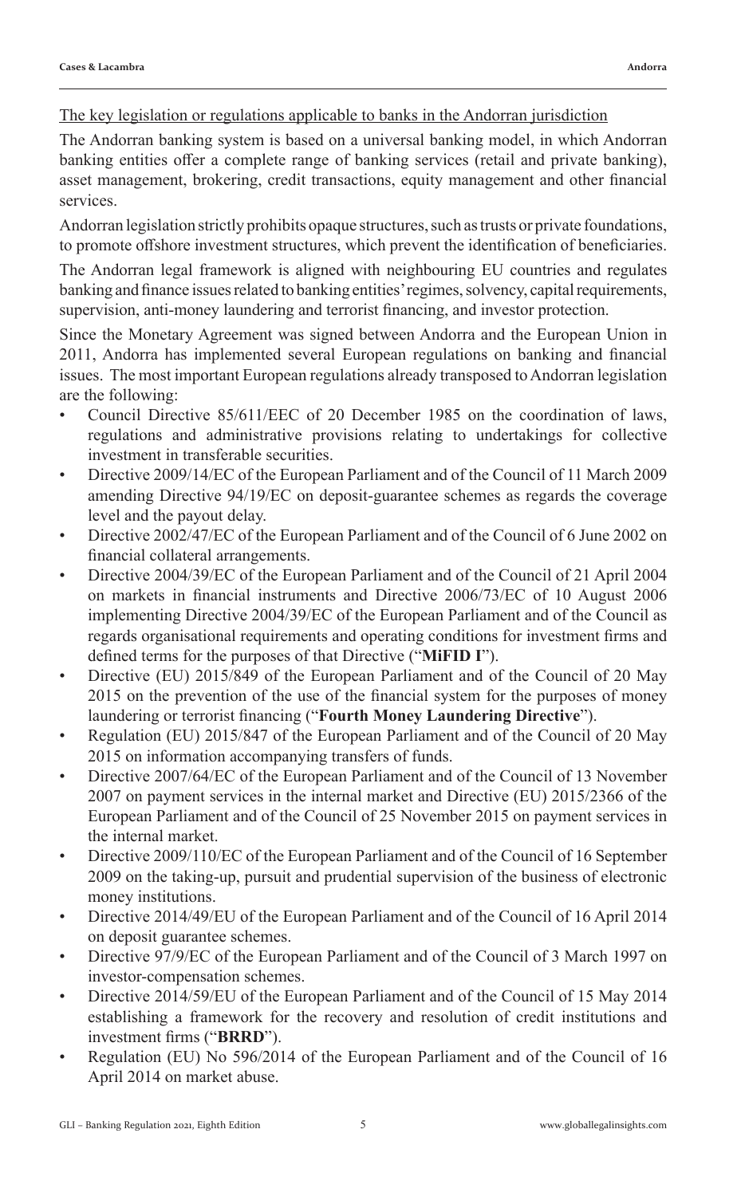The key legislation or regulations applicable to banks in the Andorran jurisdiction

The Andorran banking system is based on a universal banking model, in which Andorran banking entities offer a complete range of banking services (retail and private banking), asset management, brokering, credit transactions, equity management and other financial services.

Andorran legislation strictly prohibits opaque structures, such as trusts or private foundations, to promote offshore investment structures, which prevent the identification of beneficiaries.

The Andorran legal framework is aligned with neighbouring EU countries and regulates banking and finance issues related to banking entities' regimes, solvency, capital requirements, supervision, anti-money laundering and terrorist financing, and investor protection.

Since the Monetary Agreement was signed between Andorra and the European Union in 2011, Andorra has implemented several European regulations on banking and financial issues. The most important European regulations already transposed to Andorran legislation are the following:

- Council Directive 85/611/EEC of 20 December 1985 on the coordination of laws, regulations and administrative provisions relating to undertakings for collective investment in transferable securities.
- Directive 2009/14/EC of the European Parliament and of the Council of 11 March 2009 amending Directive 94/19/EC on deposit-guarantee schemes as regards the coverage level and the payout delay.
- Directive 2002/47/EC of the European Parliament and of the Council of 6 June 2002 on financial collateral arrangements.
- Directive 2004/39/EC of the European Parliament and of the Council of 21 April 2004 on markets in financial instruments and Directive 2006/73/EC of 10 August 2006 implementing Directive 2004/39/EC of the European Parliament and of the Council as regards organisational requirements and operating conditions for investment firms and defined terms for the purposes of that Directive ("**MiFID I**").
- Directive (EU) 2015/849 of the European Parliament and of the Council of 20 May 2015 on the prevention of the use of the financial system for the purposes of money laundering or terrorist financing ("**Fourth Money Laundering Directive**").
- Regulation (EU) 2015/847 of the European Parliament and of the Council of 20 May 2015 on information accompanying transfers of funds.
- Directive 2007/64/EC of the European Parliament and of the Council of 13 November 2007 on payment services in the internal market and Directive (EU) 2015/2366 of the European Parliament and of the Council of 25 November 2015 on payment services in the internal market.
- Directive 2009/110/EC of the European Parliament and of the Council of 16 September 2009 on the taking-up, pursuit and prudential supervision of the business of electronic money institutions.
- Directive 2014/49/EU of the European Parliament and of the Council of 16 April 2014 on deposit guarantee schemes.
- Directive 97/9/EC of the European Parliament and of the Council of 3 March 1997 on investor-compensation schemes.
- Directive 2014/59/EU of the European Parliament and of the Council of 15 May 2014 establishing a framework for the recovery and resolution of credit institutions and investment firms ("**BRRD**").
- Regulation (EU) No 596/2014 of the European Parliament and of the Council of 16 April 2014 on market abuse.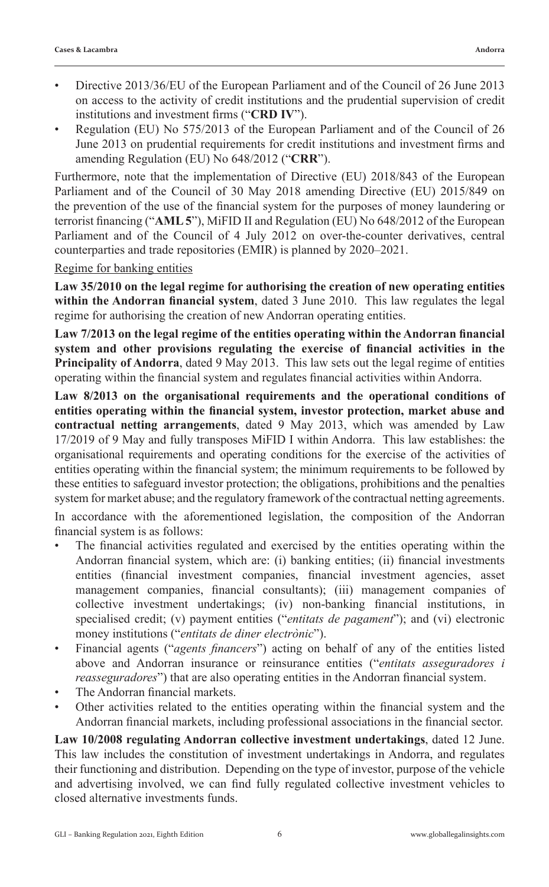- Directive 2013/36/EU of the European Parliament and of the Council of 26 June 2013 on access to the activity of credit institutions and the prudential supervision of credit institutions and investment firms ("**CRD IV**").
- Regulation (EU) No 575/2013 of the European Parliament and of the Council of 26 June 2013 on prudential requirements for credit institutions and investment firms and amending Regulation (EU) No 648/2012 ("**CRR**").

Furthermore, note that the implementation of Directive (EU) 2018/843 of the European Parliament and of the Council of 30 May 2018 amending Directive (EU) 2015/849 on the prevention of the use of the financial system for the purposes of money laundering or terrorist financing ("**AML 5**"), MiFID II and Regulation (EU) No 648/2012 of the European Parliament and of the Council of 4 July 2012 on over-the-counter derivatives, central counterparties and trade repositories (EMIR) is planned by 2020–2021.

Regime for banking entities

**Law 35/2010 on the legal regime for authorising the creation of new operating entities within the Andorran financial system**, dated 3 June 2010. This law regulates the legal regime for authorising the creation of new Andorran operating entities.

**Law 7/2013 on the legal regime of the entities operating within the Andorran financial system and other provisions regulating the exercise of financial activities in the Principality of Andorra**, dated 9 May 2013. This law sets out the legal regime of entities operating within the financial system and regulates financial activities within Andorra.

**Law 8/2013 on the organisational requirements and the operational conditions of entities operating within the financial system, investor protection, market abuse and contractual netting arrangements**, dated 9 May 2013, which was amended by Law 17/2019 of 9 May and fully transposes MiFID I within Andorra. This law establishes: the organisational requirements and operating conditions for the exercise of the activities of entities operating within the financial system; the minimum requirements to be followed by these entities to safeguard investor protection; the obligations, prohibitions and the penalties system for market abuse; and the regulatory framework of the contractual netting agreements.

In accordance with the aforementioned legislation, the composition of the Andorran financial system is as follows:

- The financial activities regulated and exercised by the entities operating within the Andorran financial system, which are: (i) banking entities; (ii) financial investments entities (financial investment companies, financial investment agencies, asset management companies, financial consultants); (iii) management companies of collective investment undertakings; (iv) non-banking financial institutions, in specialised credit; (v) payment entities ("*entitats de pagament*"); and (vi) electronic money institutions ("*entitats de diner electrònic*").
- Financial agents ("*agents financers*") acting on behalf of any of the entities listed above and Andorran insurance or reinsurance entities ("*entitats asseguradores i reasseguradores*") that are also operating entities in the Andorran financial system.
- The Andorran financial markets.
- Other activities related to the entities operating within the financial system and the Andorran financial markets, including professional associations in the financial sector.

**Law 10/2008 regulating Andorran collective investment undertakings**, dated 12 June. This law includes the constitution of investment undertakings in Andorra, and regulates their functioning and distribution. Depending on the type of investor, purpose of the vehicle and advertising involved, we can find fully regulated collective investment vehicles to closed alternative investments funds.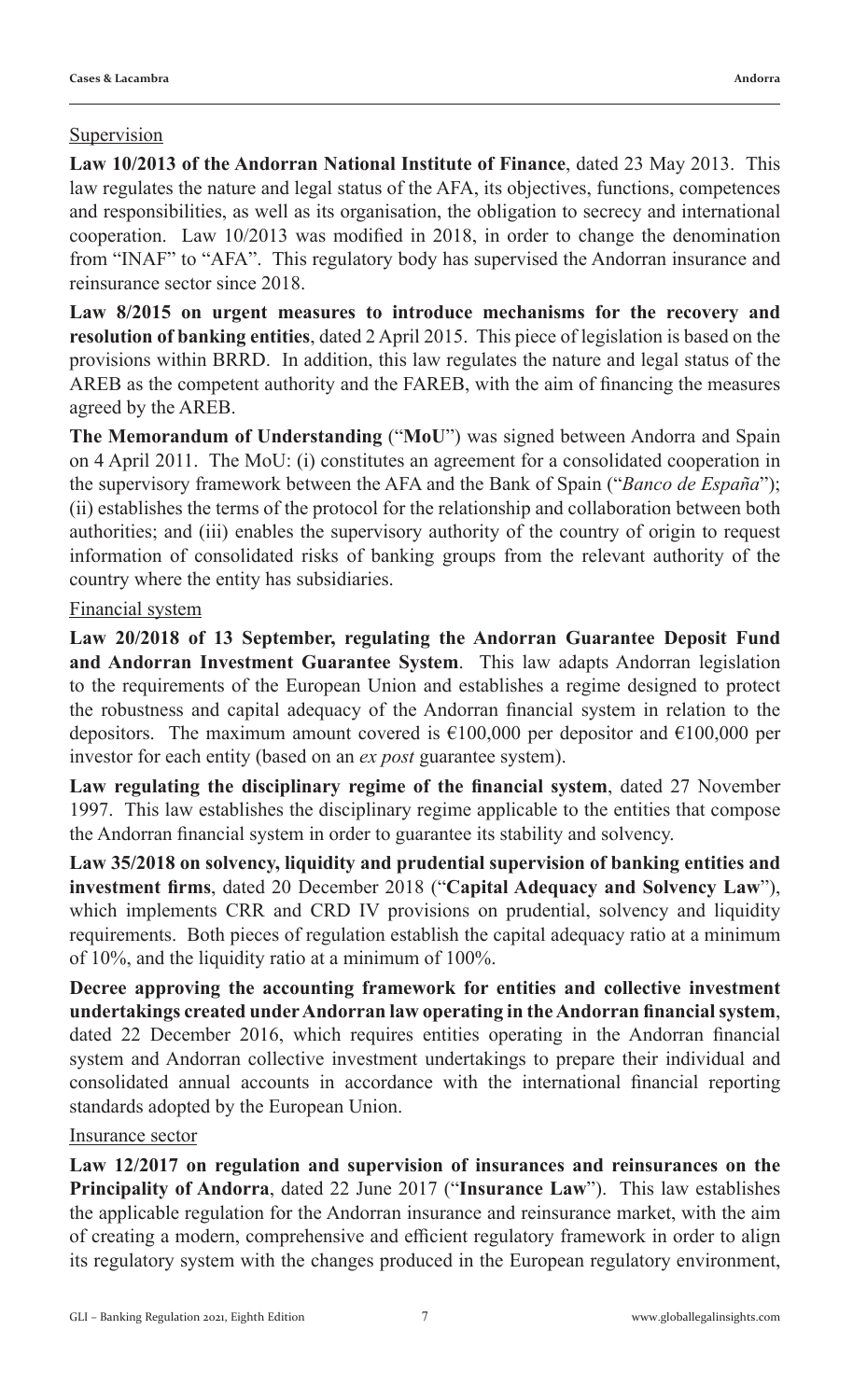Supervision

**Law 10/2013 of the Andorran National Institute of Finance**, dated 23 May 2013. This law regulates the nature and legal status of the AFA, its objectives, functions, competences and responsibilities, as well as its organisation, the obligation to secrecy and international cooperation. Law 10/2013 was modified in 2018, in order to change the denomination from "INAF" to "AFA". This regulatory body has supervised the Andorran insurance and reinsurance sector since 2018.

**Law 8/2015 on urgent measures to introduce mechanisms for the recovery and resolution of banking entities**, dated 2 April 2015. This piece of legislation is based on the provisions within BRRD. In addition, this law regulates the nature and legal status of the AREB as the competent authority and the FAREB, with the aim of financing the measures agreed by the AREB.

**The Memorandum of Understanding** ("**MoU**") was signed between Andorra and Spain on 4 April 2011. The MoU: (i) constitutes an agreement for a consolidated cooperation in the supervisory framework between the AFA and the Bank of Spain ("*Banco de España*"); (ii) establishes the terms of the protocol for the relationship and collaboration between both authorities; and (iii) enables the supervisory authority of the country of origin to request information of consolidated risks of banking groups from the relevant authority of the country where the entity has subsidiaries.

Financial system

**Law 20/2018 of 13 September, regulating the Andorran Guarantee Deposit Fund and Andorran Investment Guarantee System**. This law adapts Andorran legislation to the requirements of the European Union and establishes a regime designed to protect the robustness and capital adequacy of the Andorran financial system in relation to the depositors. The maximum amount covered is €100,000 per depositor and €100,000 per investor for each entity (based on an *ex post* guarantee system).

**Law regulating the disciplinary regime of the financial system**, dated 27 November 1997. This law establishes the disciplinary regime applicable to the entities that compose the Andorran financial system in order to guarantee its stability and solvency.

**Law 35/2018 on solvency, liquidity and prudential supervision of banking entities and investment firms**, dated 20 December 2018 ("**Capital Adequacy and Solvency Law**"), which implements CRR and CRD IV provisions on prudential, solvency and liquidity requirements. Both pieces of regulation establish the capital adequacy ratio at a minimum of 10%, and the liquidity ratio at a minimum of 100%.

**Decree approving the accounting framework for entities and collective investment undertakings created under Andorran law operating in the Andorran financial system**, dated 22 December 2016, which requires entities operating in the Andorran financial system and Andorran collective investment undertakings to prepare their individual and consolidated annual accounts in accordance with the international financial reporting standards adopted by the European Union.

Insurance sector

**Law 12/2017 on regulation and supervision of insurances and reinsurances on the Principality of Andorra**, dated 22 June 2017 ("**Insurance Law**"). This law establishes the applicable regulation for the Andorran insurance and reinsurance market, with the aim of creating a modern, comprehensive and efficient regulatory framework in order to align its regulatory system with the changes produced in the European regulatory environment,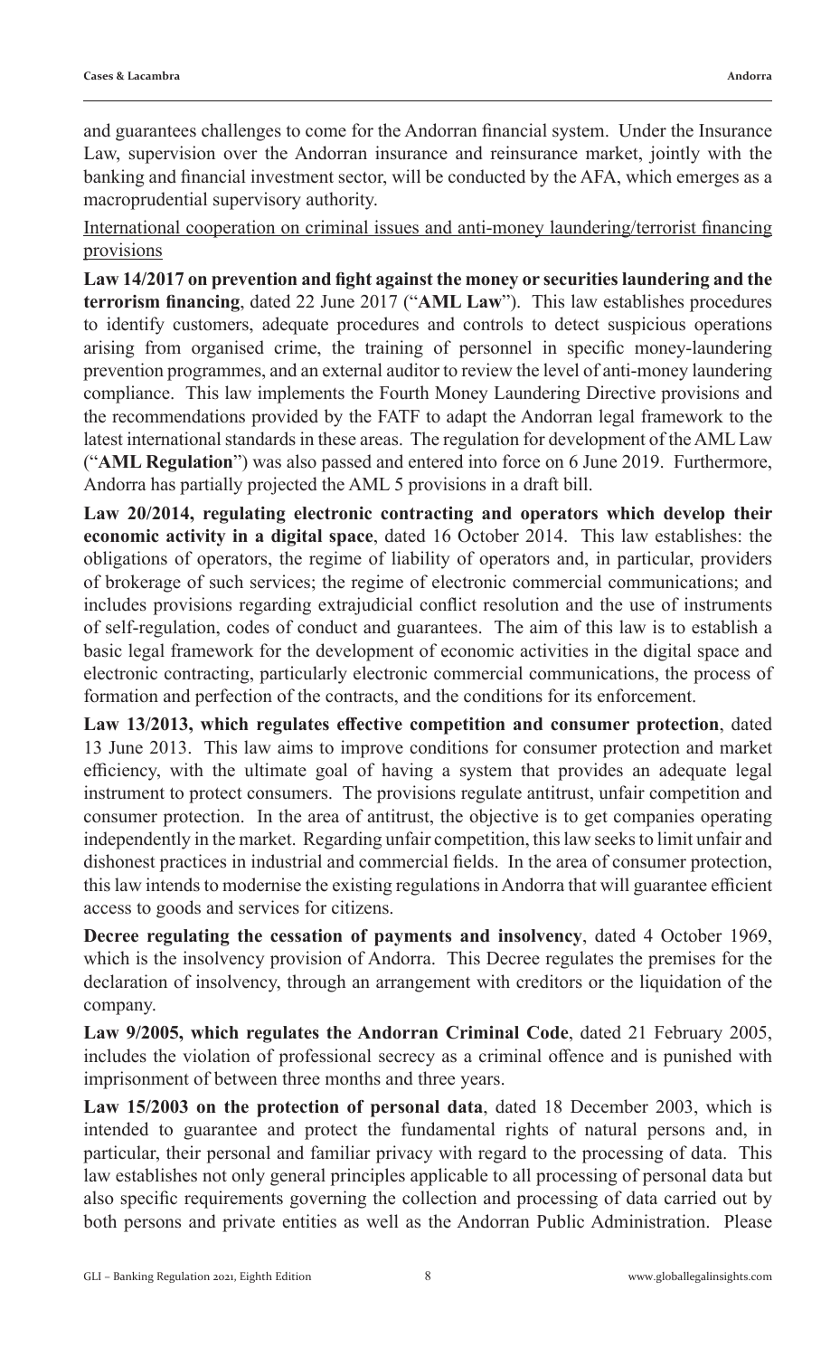and guarantees challenges to come for the Andorran financial system. Under the Insurance Law, supervision over the Andorran insurance and reinsurance market, jointly with the banking and financial investment sector, will be conducted by the AFA, which emerges as a macroprudential supervisory authority.

International cooperation on criminal issues and anti-money laundering/terrorist financing provisions

**Law 14/2017 on prevention and fight against the money or securities laundering and the terrorism financing**, dated 22 June 2017 ("**AML Law**"). This law establishes procedures to identify customers, adequate procedures and controls to detect suspicious operations arising from organised crime, the training of personnel in specific money-laundering prevention programmes, and an external auditor to review the level of anti-money laundering compliance. This law implements the Fourth Money Laundering Directive provisions and the recommendations provided by the FATF to adapt the Andorran legal framework to the latest international standards in these areas. The regulation for development of the AML Law ("**AML Regulation**") was also passed and entered into force on 6 June 2019. Furthermore, Andorra has partially projected the AML 5 provisions in a draft bill.

**Law 20/2014, regulating electronic contracting and operators which develop their economic activity in a digital space**, dated 16 October 2014. This law establishes: the obligations of operators, the regime of liability of operators and, in particular, providers of brokerage of such services; the regime of electronic commercial communications; and includes provisions regarding extrajudicial conflict resolution and the use of instruments of self-regulation, codes of conduct and guarantees. The aim of this law is to establish a basic legal framework for the development of economic activities in the digital space and electronic contracting, particularly electronic commercial communications, the process of formation and perfection of the contracts, and the conditions for its enforcement.

**Law 13/2013, which regulates effective competition and consumer protection**, dated 13 June 2013. This law aims to improve conditions for consumer protection and market efficiency, with the ultimate goal of having a system that provides an adequate legal instrument to protect consumers. The provisions regulate antitrust, unfair competition and consumer protection. In the area of antitrust, the objective is to get companies operating independently in the market. Regarding unfair competition, this law seeks to limit unfair and dishonest practices in industrial and commercial fields. In the area of consumer protection, this law intends to modernise the existing regulations in Andorra that will guarantee efficient access to goods and services for citizens.

**Decree regulating the cessation of payments and insolvency**, dated 4 October 1969, which is the insolvency provision of Andorra. This Decree regulates the premises for the declaration of insolvency, through an arrangement with creditors or the liquidation of the company.

**Law 9/2005, which regulates the Andorran Criminal Code**, dated 21 February 2005, includes the violation of professional secrecy as a criminal offence and is punished with imprisonment of between three months and three years.

**Law 15/2003 on the protection of personal data**, dated 18 December 2003, which is intended to guarantee and protect the fundamental rights of natural persons and, in particular, their personal and familiar privacy with regard to the processing of data. This law establishes not only general principles applicable to all processing of personal data but also specific requirements governing the collection and processing of data carried out by both persons and private entities as well as the Andorran Public Administration. Please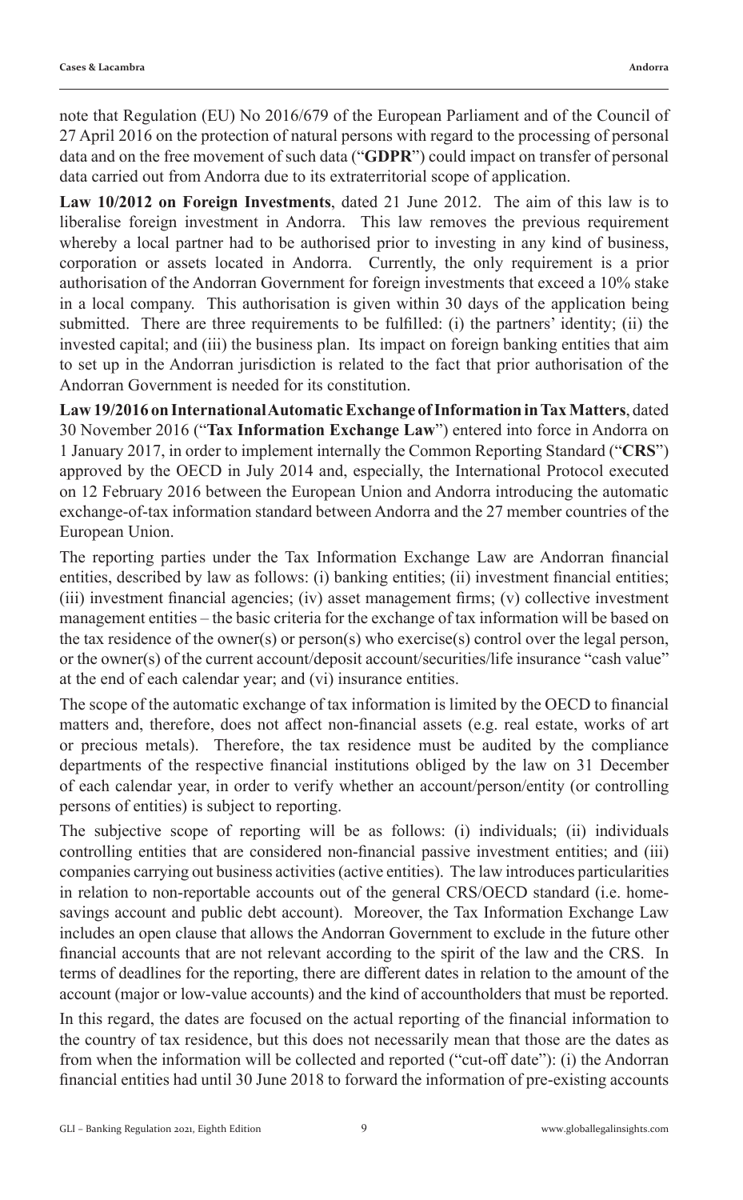note that Regulation (EU) No 2016/679 of the European Parliament and of the Council of 27 April 2016 on the protection of natural persons with regard to the processing of personal data and on the free movement of such data ("**GDPR**") could impact on transfer of personal data carried out from Andorra due to its extraterritorial scope of application.

**Law 10/2012 on Foreign Investments**, dated 21 June 2012. The aim of this law is to liberalise foreign investment in Andorra. This law removes the previous requirement whereby a local partner had to be authorised prior to investing in any kind of business, corporation or assets located in Andorra. Currently, the only requirement is a prior authorisation of the Andorran Government for foreign investments that exceed a 10% stake in a local company. This authorisation is given within 30 days of the application being submitted. There are three requirements to be fulfilled: (i) the partners' identity; (ii) the invested capital; and (iii) the business plan. Its impact on foreign banking entities that aim to set up in the Andorran jurisdiction is related to the fact that prior authorisation of the Andorran Government is needed for its constitution.

**Law 19/2016 on International Automatic Exchange of Information in Tax Matters**, dated 30 November 2016 ("**Tax Information Exchange Law**") entered into force in Andorra on 1 January 2017, in order to implement internally the Common Reporting Standard ("**CRS**") approved by the OECD in July 2014 and, especially, the International Protocol executed on 12 February 2016 between the European Union and Andorra introducing the automatic exchange-of-tax information standard between Andorra and the 27 member countries of the European Union.

The reporting parties under the Tax Information Exchange Law are Andorran financial entities, described by law as follows: (i) banking entities; (ii) investment financial entities; (iii) investment financial agencies; (iv) asset management firms; (v) collective investment management entities – the basic criteria for the exchange of tax information will be based on the tax residence of the owner(s) or person(s) who exercise(s) control over the legal person, or the owner(s) of the current account/deposit account/securities/life insurance "cash value" at the end of each calendar year; and (vi) insurance entities.

The scope of the automatic exchange of tax information is limited by the OECD to financial matters and, therefore, does not affect non-financial assets (e.g. real estate, works of art or precious metals). Therefore, the tax residence must be audited by the compliance departments of the respective financial institutions obliged by the law on 31 December of each calendar year, in order to verify whether an account/person/entity (or controlling persons of entities) is subject to reporting.

The subjective scope of reporting will be as follows: (i) individuals; (ii) individuals controlling entities that are considered non-financial passive investment entities; and (iii) companies carrying out business activities (active entities). The law introduces particularities in relation to non-reportable accounts out of the general CRS/OECD standard (i.e. home-savings account and public debt account). Moreover, the Tax Information Exchange Law includes an open clause that allows the Andorran Government to exclude in the future other financial accounts that are not relevant according to the spirit of the law and the CRS. In terms of deadlines for the reporting, there are different dates in relation to the amount of the account (major or low-value accounts) and the kind of accountholders that must be reported.

In this regard, the dates are focused on the actual reporting of the financial information to the country of tax residence, but this does not necessarily mean that those are the dates as from when the information will be collected and reported ("cut-off date"): (i) the Andorran financial entities had until 30 June 2018 to forward the information of pre-existing accounts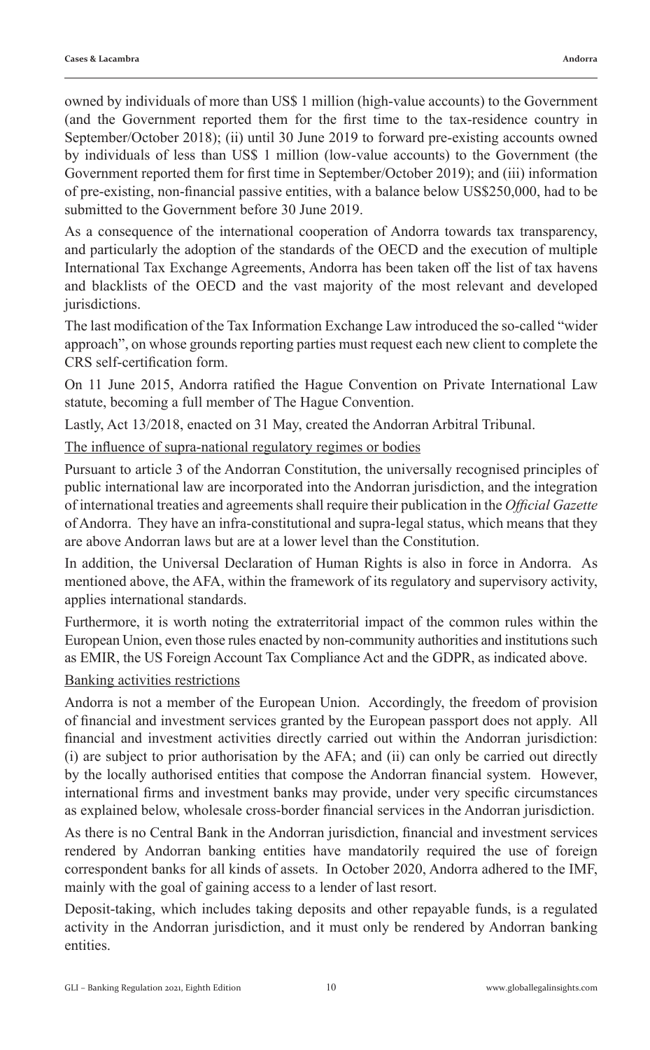owned by individuals of more than US$ 1 million (high-value accounts) to the Government (and the Government reported them for the first time to the tax-residence country in September/October 2018); (ii) until 30 June 2019 to forward pre-existing accounts owned by individuals of less than US$ 1 million (low-value accounts) to the Government (the Government reported them for first time in September/October 2019); and (iii) information of pre-existing, non-financial passive entities, with a balance below US$250,000, had to be submitted to the Government before 30 June 2019.

As a consequence of the international cooperation of Andorra towards tax transparency, and particularly the adoption of the standards of the OECD and the execution of multiple International Tax Exchange Agreements, Andorra has been taken off the list of tax havens and blacklists of the OECD and the vast majority of the most relevant and developed jurisdictions.

The last modification of the Tax Information Exchange Law introduced the so-called "wider approach", on whose grounds reporting parties must request each new client to complete the CRS self-certification form.

On 11 June 2015, Andorra ratified the Hague Convention on Private International Law statute, becoming a full member of The Hague Convention.

Lastly, Act 13/2018, enacted on 31 May, created the Andorran Arbitral Tribunal.

The influence of supra-national regulatory regimes or bodies

Pursuant to article 3 of the Andorran Constitution, the universally recognised principles of public international law are incorporated into the Andorran jurisdiction, and the integration of international treaties and agreements shall require their publication in the *Official Gazette* of Andorra. They have an infra-constitutional and supra-legal status, which means that they are above Andorran laws but are at a lower level than the Constitution.

In addition, the Universal Declaration of Human Rights is also in force in Andorra. As mentioned above, the AFA, within the framework of its regulatory and supervisory activity, applies international standards.

Furthermore, it is worth noting the extraterritorial impact of the common rules within the European Union, even those rules enacted by non-community authorities and institutions such as EMIR, the US Foreign Account Tax Compliance Act and the GDPR, as indicated above.

Banking activities restrictions

Andorra is not a member of the European Union. Accordingly, the freedom of provision of financial and investment services granted by the European passport does not apply. All financial and investment activities directly carried out within the Andorran jurisdiction: (i) are subject to prior authorisation by the AFA; and (ii) can only be carried out directly by the locally authorised entities that compose the Andorran financial system. However, international firms and investment banks may provide, under very specific circumstances as explained below, wholesale cross-border financial services in the Andorran jurisdiction.

As there is no Central Bank in the Andorran jurisdiction, financial and investment services rendered by Andorran banking entities have mandatorily required the use of foreign correspondent banks for all kinds of assets. In October 2020, Andorra adhered to the IMF, mainly with the goal of gaining access to a lender of last resort.

Deposit-taking, which includes taking deposits and other repayable funds, is a regulated activity in the Andorran jurisdiction, and it must only be rendered by Andorran banking entities.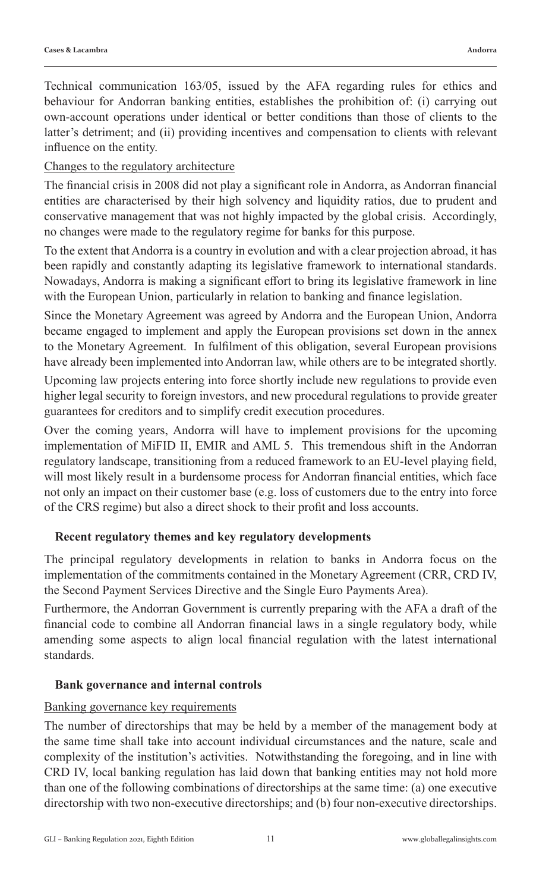Technical communication 163/05, issued by the AFA regarding rules for ethics and behaviour for Andorran banking entities, establishes the prohibition of: (i) carrying out own-account operations under identical or better conditions than those of clients to the latter's detriment; and (ii) providing incentives and compensation to clients with relevant influence on the entity.

Changes to the regulatory architecture

The financial crisis in 2008 did not play a significant role in Andorra, as Andorran financial entities are characterised by their high solvency and liquidity ratios, due to prudent and conservative management that was not highly impacted by the global crisis. Accordingly, no changes were made to the regulatory regime for banks for this purpose.

To the extent that Andorra is a country in evolution and with a clear projection abroad, it has been rapidly and constantly adapting its legislative framework to international standards. Nowadays, Andorra is making a significant effort to bring its legislative framework in line with the European Union, particularly in relation to banking and finance legislation.

Since the Monetary Agreement was agreed by Andorra and the European Union, Andorra became engaged to implement and apply the European provisions set down in the annex to the Monetary Agreement. In fulfilment of this obligation, several European provisions have already been implemented into Andorran law, while others are to be integrated shortly.

Upcoming law projects entering into force shortly include new regulations to provide even higher legal security to foreign investors, and new procedural regulations to provide greater guarantees for creditors and to simplify credit execution procedures.

Over the coming years, Andorra will have to implement provisions for the upcoming implementation of MiFID II, EMIR and AML 5. This tremendous shift in the Andorran regulatory landscape, transitioning from a reduced framework to an EU-level playing field, will most likely result in a burdensome process for Andorran financial entities, which face not only an impact on their customer base (e.g. loss of customers due to the entry into force of the CRS regime) but also a direct shock to their profit and loss accounts.

## Recent regulatory themes and key regulatory developments

The principal regulatory developments in relation to banks in Andorra focus on the implementation of the commitments contained in the Monetary Agreement (CRR, CRD IV, the Second Payment Services Directive and the Single Euro Payments Area).

Furthermore, the Andorran Government is currently preparing with the AFA a draft of the financial code to combine all Andorran financial laws in a single regulatory body, while amending some aspects to align local financial regulation with the latest international standards.

## Bank governance and internal controls

Banking governance key requirements

The number of directorships that may be held by a member of the management body at the same time shall take into account individual circumstances and the nature, scale and complexity of the institution's activities. Notwithstanding the foregoing, and in line with CRD IV, local banking regulation has laid down that banking entities may not hold more than one of the following combinations of directorships at the same time: (a) one executive directorship with two non-executive directorships; and (b) four non-executive directorships.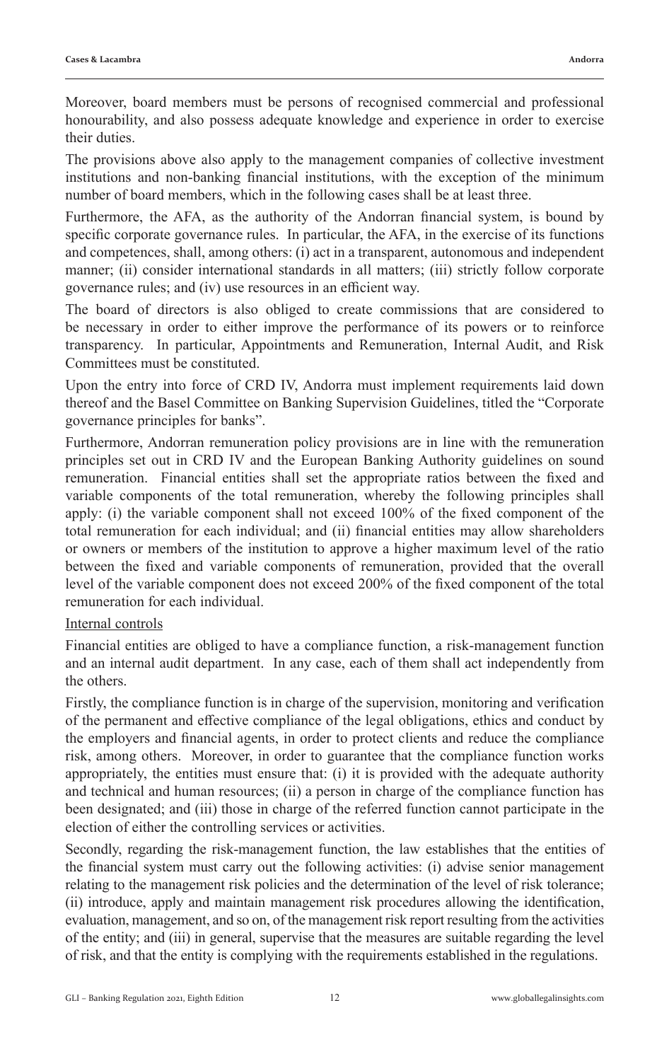Moreover, board members must be persons of recognised commercial and professional honourability, and also possess adequate knowledge and experience in order to exercise their duties.

The provisions above also apply to the management companies of collective investment institutions and non-banking financial institutions, with the exception of the minimum number of board members, which in the following cases shall be at least three.

Furthermore, the AFA, as the authority of the Andorran financial system, is bound by specific corporate governance rules. In particular, the AFA, in the exercise of its functions and competences, shall, among others: (i) act in a transparent, autonomous and independent manner; (ii) consider international standards in all matters; (iii) strictly follow corporate governance rules; and (iv) use resources in an efficient way.

The board of directors is also obliged to create commissions that are considered to be necessary in order to either improve the performance of its powers or to reinforce transparency. In particular, Appointments and Remuneration, Internal Audit, and Risk Committees must be constituted.

Upon the entry into force of CRD IV, Andorra must implement requirements laid down thereof and the Basel Committee on Banking Supervision Guidelines, titled the "Corporate governance principles for banks".

Furthermore, Andorran remuneration policy provisions are in line with the remuneration principles set out in CRD IV and the European Banking Authority guidelines on sound remuneration. Financial entities shall set the appropriate ratios between the fixed and variable components of the total remuneration, whereby the following principles shall apply: (i) the variable component shall not exceed 100% of the fixed component of the total remuneration for each individual; and (ii) financial entities may allow shareholders or owners or members of the institution to approve a higher maximum level of the ratio between the fixed and variable components of remuneration, provided that the overall level of the variable component does not exceed 200% of the fixed component of the total remuneration for each individual.

Internal controls

Financial entities are obliged to have a compliance function, a risk-management function and an internal audit department. In any case, each of them shall act independently from the others.

Firstly, the compliance function is in charge of the supervision, monitoring and verification of the permanent and effective compliance of the legal obligations, ethics and conduct by the employers and financial agents, in order to protect clients and reduce the compliance risk, among others. Moreover, in order to guarantee that the compliance function works appropriately, the entities must ensure that: (i) it is provided with the adequate authority and technical and human resources; (ii) a person in charge of the compliance function has been designated; and (iii) those in charge of the referred function cannot participate in the election of either the controlling services or activities.

Secondly, regarding the risk-management function, the law establishes that the entities of the financial system must carry out the following activities: (i) advise senior management relating to the management risk policies and the determination of the level of risk tolerance; (ii) introduce, apply and maintain management risk procedures allowing the identification, evaluation, management, and so on, of the management risk report resulting from the activities of the entity; and (iii) in general, supervise that the measures are suitable regarding the level of risk, and that the entity is complying with the requirements established in the regulations.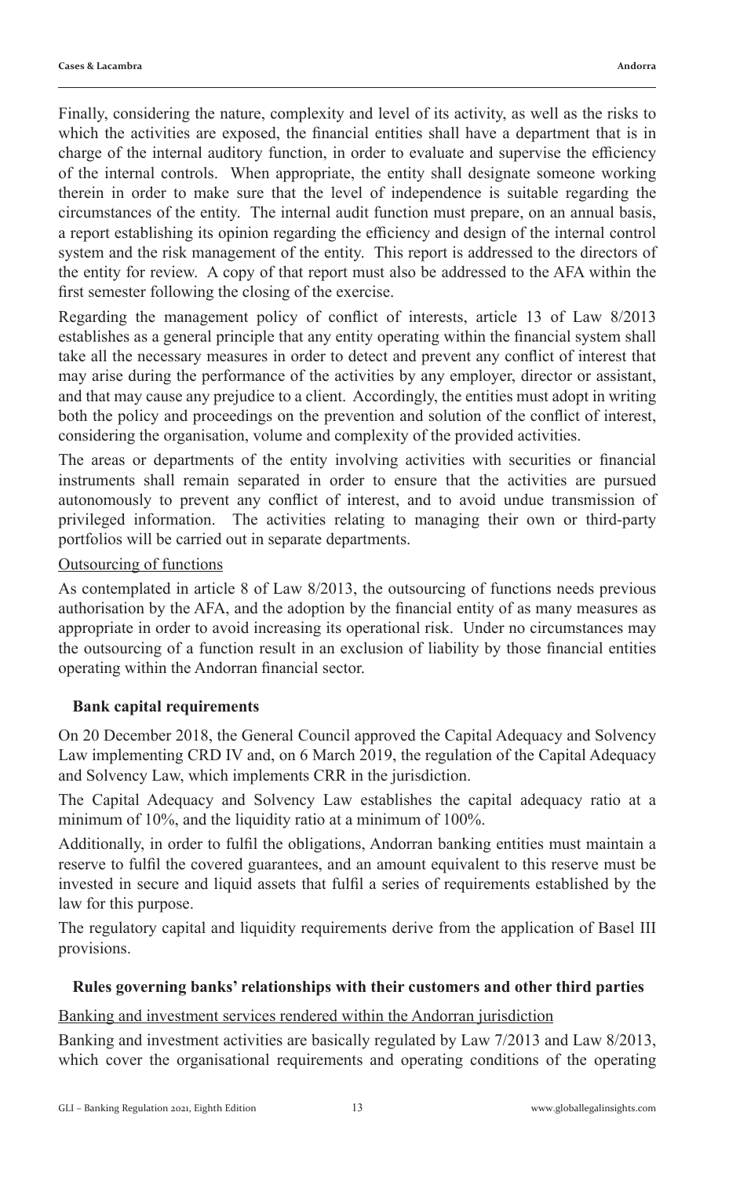Finally, considering the nature, complexity and level of its activity, as well as the risks to which the activities are exposed, the financial entities shall have a department that is in charge of the internal auditory function, in order to evaluate and supervise the efficiency of the internal controls. When appropriate, the entity shall designate someone working therein in order to make sure that the level of independence is suitable regarding the circumstances of the entity. The internal audit function must prepare, on an annual basis, a report establishing its opinion regarding the efficiency and design of the internal control system and the risk management of the entity. This report is addressed to the directors of the entity for review. A copy of that report must also be addressed to the AFA within the first semester following the closing of the exercise.

Regarding the management policy of conflict of interests, article 13 of Law 8/2013 establishes as a general principle that any entity operating within the financial system shall take all the necessary measures in order to detect and prevent any conflict of interest that may arise during the performance of the activities by any employer, director or assistant, and that may cause any prejudice to a client. Accordingly, the entities must adopt in writing both the policy and proceedings on the prevention and solution of the conflict of interest, considering the organisation, volume and complexity of the provided activities.

The areas or departments of the entity involving activities with securities or financial instruments shall remain separated in order to ensure that the activities are pursued autonomously to prevent any conflict of interest, and to avoid undue transmission of privileged information. The activities relating to managing their own or third-party portfolios will be carried out in separate departments.

Outsourcing of functions

As contemplated in article 8 of Law 8/2013, the outsourcing of functions needs previous authorisation by the AFA, and the adoption by the financial entity of as many measures as appropriate in order to avoid increasing its operational risk. Under no circumstances may the outsourcing of a function result in an exclusion of liability by those financial entities operating within the Andorran financial sector.

## Bank capital requirements

On 20 December 2018, the General Council approved the Capital Adequacy and Solvency Law implementing CRD IV and, on 6 March 2019, the regulation of the Capital Adequacy and Solvency Law, which implements CRR in the jurisdiction.

The Capital Adequacy and Solvency Law establishes the capital adequacy ratio at a minimum of 10%, and the liquidity ratio at a minimum of 100%.

Additionally, in order to fulfil the obligations, Andorran banking entities must maintain a reserve to fulfil the covered guarantees, and an amount equivalent to this reserve must be invested in secure and liquid assets that fulfil a series of requirements established by the law for this purpose.

The regulatory capital and liquidity requirements derive from the application of Basel III provisions.

## Rules governing banks' relationships with their customers and other third parties

Banking and investment services rendered within the Andorran jurisdiction

Banking and investment activities are basically regulated by Law 7/2013 and Law 8/2013, which cover the organisational requirements and operating conditions of the operating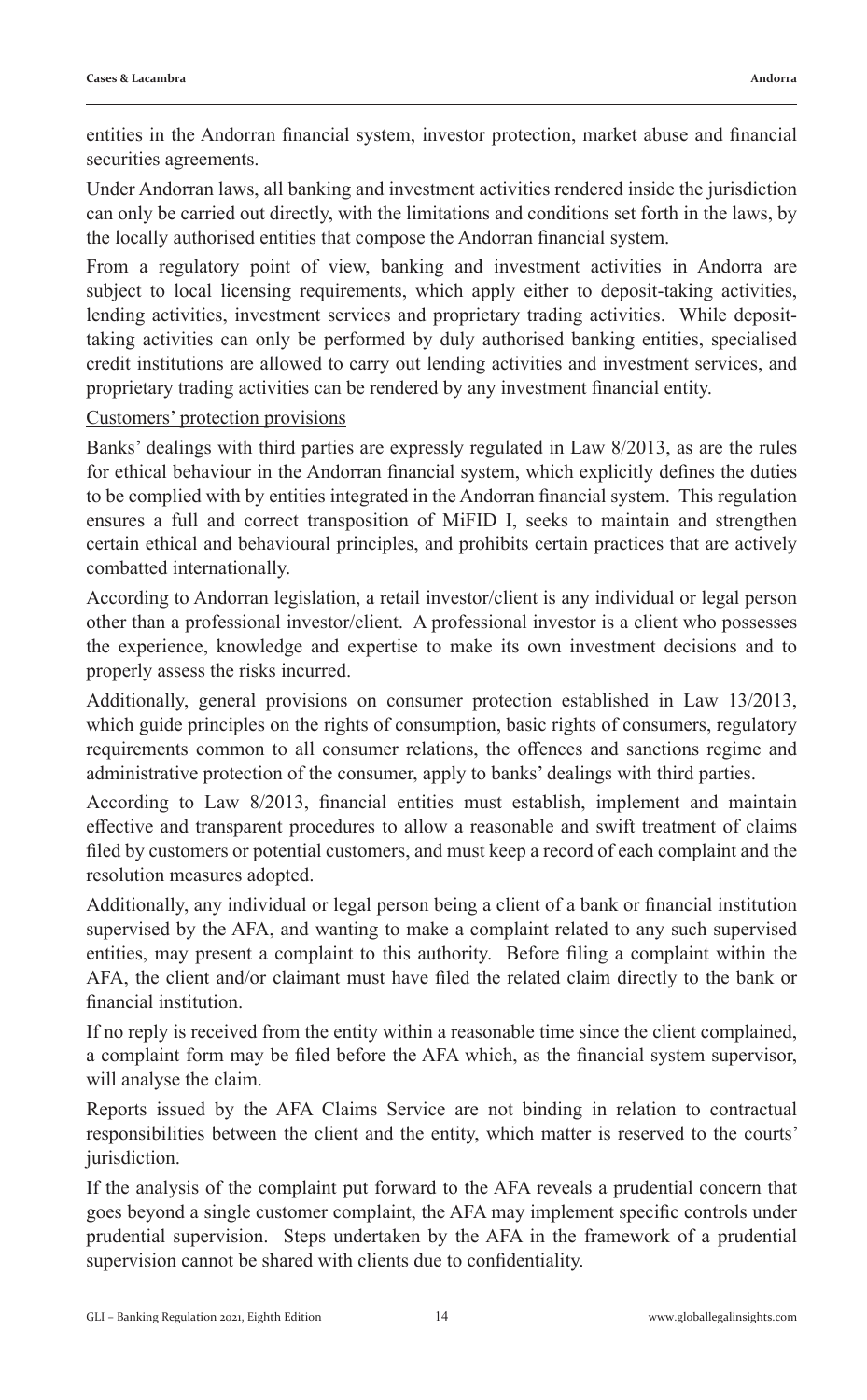entities in the Andorran financial system, investor protection, market abuse and financial securities agreements.

Under Andorran laws, all banking and investment activities rendered inside the jurisdiction can only be carried out directly, with the limitations and conditions set forth in the laws, by the locally authorised entities that compose the Andorran financial system.

From a regulatory point of view, banking and investment activities in Andorra are subject to local licensing requirements, which apply either to deposit-taking activities, lending activities, investment services and proprietary trading activities. While deposit-taking activities can only be performed by duly authorised banking entities, specialised credit institutions are allowed to carry out lending activities and investment services, and proprietary trading activities can be rendered by any investment financial entity.

Customers' protection provisions

Banks' dealings with third parties are expressly regulated in Law 8/2013, as are the rules for ethical behaviour in the Andorran financial system, which explicitly defines the duties to be complied with by entities integrated in the Andorran financial system. This regulation ensures a full and correct transposition of MiFID I, seeks to maintain and strengthen certain ethical and behavioural principles, and prohibits certain practices that are actively combatted internationally.

According to Andorran legislation, a retail investor/client is any individual or legal person other than a professional investor/client. A professional investor is a client who possesses the experience, knowledge and expertise to make its own investment decisions and to properly assess the risks incurred.

Additionally, general provisions on consumer protection established in Law 13/2013, which guide principles on the rights of consumption, basic rights of consumers, regulatory requirements common to all consumer relations, the offences and sanctions regime and administrative protection of the consumer, apply to banks' dealings with third parties.

According to Law 8/2013, financial entities must establish, implement and maintain effective and transparent procedures to allow a reasonable and swift treatment of claims filed by customers or potential customers, and must keep a record of each complaint and the resolution measures adopted.

Additionally, any individual or legal person being a client of a bank or financial institution supervised by the AFA, and wanting to make a complaint related to any such supervised entities, may present a complaint to this authority. Before filing a complaint within the AFA, the client and/or claimant must have filed the related claim directly to the bank or financial institution.

If no reply is received from the entity within a reasonable time since the client complained, a complaint form may be filed before the AFA which, as the financial system supervisor, will analyse the claim.

Reports issued by the AFA Claims Service are not binding in relation to contractual responsibilities between the client and the entity, which matter is reserved to the courts' jurisdiction.

If the analysis of the complaint put forward to the AFA reveals a prudential concern that goes beyond a single customer complaint, the AFA may implement specific controls under prudential supervision. Steps undertaken by the AFA in the framework of a prudential supervision cannot be shared with clients due to confidentiality.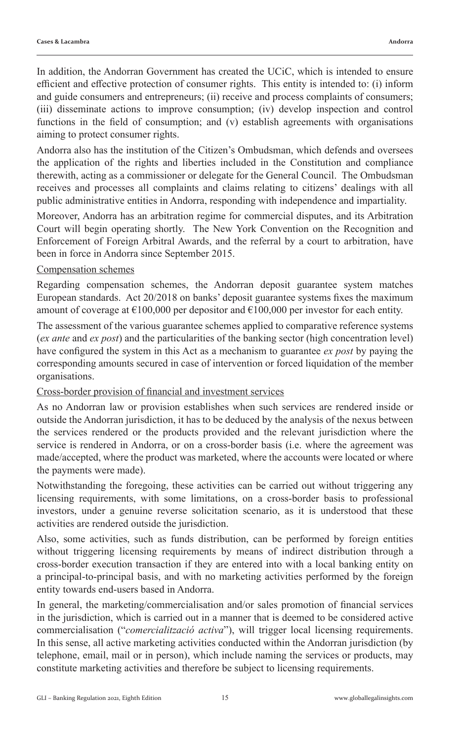In addition, the Andorran Government has created the UCiC, which is intended to ensure efficient and effective protection of consumer rights. This entity is intended to: (i) inform and guide consumers and entrepreneurs; (ii) receive and process complaints of consumers; (iii) disseminate actions to improve consumption; (iv) develop inspection and control functions in the field of consumption; and (v) establish agreements with organisations aiming to protect consumer rights.

Andorra also has the institution of the Citizen's Ombudsman, which defends and oversees the application of the rights and liberties included in the Constitution and compliance therewith, acting as a commissioner or delegate for the General Council. The Ombudsman receives and processes all complaints and claims relating to citizens' dealings with all public administrative entities in Andorra, responding with independence and impartiality.

Moreover, Andorra has an arbitration regime for commercial disputes, and its Arbitration Court will begin operating shortly. The New York Convention on the Recognition and Enforcement of Foreign Arbitral Awards, and the referral by a court to arbitration, have been in force in Andorra since September 2015.

Compensation schemes

Regarding compensation schemes, the Andorran deposit guarantee system matches European standards. Act 20/2018 on banks' deposit guarantee systems fixes the maximum amount of coverage at €100,000 per depositor and €100,000 per investor for each entity.

The assessment of the various guarantee schemes applied to comparative reference systems (*ex ante* and *ex post*) and the particularities of the banking sector (high concentration level) have configured the system in this Act as a mechanism to guarantee *ex post* by paying the corresponding amounts secured in case of intervention or forced liquidation of the member organisations.

Cross-border provision of financial and investment services

As no Andorran law or provision establishes when such services are rendered inside or outside the Andorran jurisdiction, it has to be deduced by the analysis of the nexus between the services rendered or the products provided and the relevant jurisdiction where the service is rendered in Andorra, or on a cross-border basis (i.e. where the agreement was made/accepted, where the product was marketed, where the accounts were located or where the payments were made).

Notwithstanding the foregoing, these activities can be carried out without triggering any licensing requirements, with some limitations, on a cross-border basis to professional investors, under a genuine reverse solicitation scenario, as it is understood that these activities are rendered outside the jurisdiction.

Also, some activities, such as funds distribution, can be performed by foreign entities without triggering licensing requirements by means of indirect distribution through a cross-border execution transaction if they are entered into with a local banking entity on a principal-to-principal basis, and with no marketing activities performed by the foreign entity towards end-users based in Andorra.

In general, the marketing/commercialisation and/or sales promotion of financial services in the jurisdiction, which is carried out in a manner that is deemed to be considered active commercialisation ("*comercialització activa*"), will trigger local licensing requirements. In this sense, all active marketing activities conducted within the Andorran jurisdiction (by telephone, email, mail or in person), which include naming the services or products, may constitute marketing activities and therefore be subject to licensing requirements.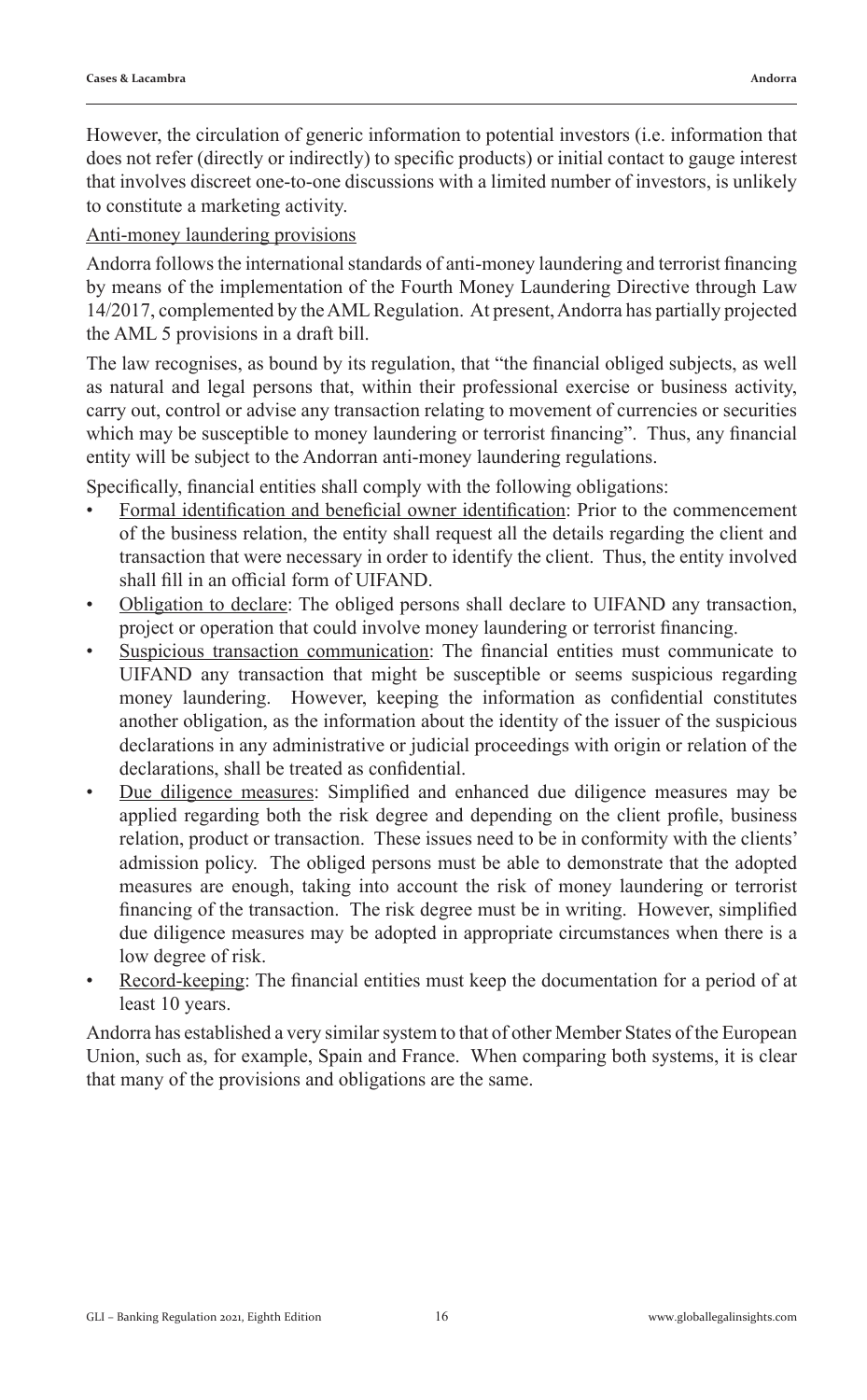However, the circulation of generic information to potential investors (i.e. information that does not refer (directly or indirectly) to specific products) or initial contact to gauge interest that involves discreet one-to-one discussions with a limited number of investors, is unlikely to constitute a marketing activity.

Anti-money laundering provisions

Andorra follows the international standards of anti-money laundering and terrorist financing by means of the implementation of the Fourth Money Laundering Directive through Law 14/2017, complemented by the AML Regulation. At present, Andorra has partially projected the AML 5 provisions in a draft bill.

The law recognises, as bound by its regulation, that "the financial obliged subjects, as well as natural and legal persons that, within their professional exercise or business activity, carry out, control or advise any transaction relating to movement of currencies or securities which may be susceptible to money laundering or terrorist financing". Thus, any financial entity will be subject to the Andorran anti-money laundering regulations.

Specifically, financial entities shall comply with the following obligations:

- Formal identification and beneficial owner identification: Prior to the commencement of the business relation, the entity shall request all the details regarding the client and transaction that were necessary in order to identify the client. Thus, the entity involved shall fill in an official form of UIFAND.
- Obligation to declare: The obliged persons shall declare to UIFAND any transaction, project or operation that could involve money laundering or terrorist financing.
- Suspicious transaction communication: The financial entities must communicate to UIFAND any transaction that might be susceptible or seems suspicious regarding money laundering. However, keeping the information as confidential constitutes another obligation, as the information about the identity of the issuer of the suspicious declarations in any administrative or judicial proceedings with origin or relation of the declarations, shall be treated as confidential.
- Due diligence measures: Simplified and enhanced due diligence measures may be applied regarding both the risk degree and depending on the client profile, business relation, product or transaction. These issues need to be in conformity with the clients' admission policy. The obliged persons must be able to demonstrate that the adopted measures are enough, taking into account the risk of money laundering or terrorist financing of the transaction. The risk degree must be in writing. However, simplified due diligence measures may be adopted in appropriate circumstances when there is a low degree of risk.
- Record-keeping: The financial entities must keep the documentation for a period of at least 10 years.

Andorra has established a very similar system to that of other Member States of the European Union, such as, for example, Spain and France. When comparing both systems, it is clear that many of the provisions and obligations are the same.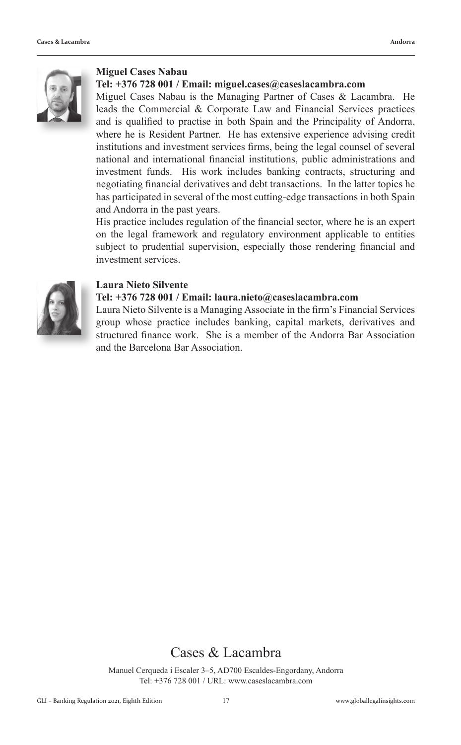**Miguel Cases Nabau**

**Tel: +376 728 001 / Email: miguel.cases@caseslacambra.com**

Miguel Cases Nabau is the Managing Partner of Cases & Lacambra. He leads the Commercial & Corporate Law and Financial Services practices and is qualified to practise in both Spain and the Principality of Andorra, where he is Resident Partner. He has extensive experience advising credit institutions and investment services firms, being the legal counsel of several national and international financial institutions, public administrations and investment funds. His work includes banking contracts, structuring and negotiating financial derivatives and debt transactions. In the latter topics he has participated in several of the most cutting-edge transactions in both Spain and Andorra in the past years.

His practice includes regulation of the financial sector, where he is an expert on the legal framework and regulatory environment applicable to entities subject to prudential supervision, especially those rendering financial and investment services.

**Laura Nieto Silvente**

**Tel: +376 728 001 / Email: laura.nieto@caseslacambra.com**

Laura Nieto Silvente is a Managing Associate in the firm's Financial Services group whose practice includes banking, capital markets, derivatives and structured finance work. She is a member of the Andorra Bar Association and the Barcelona Bar Association.

Cases & Lacambra

Manuel Cerqueda i Escaler 3–5, AD700 Escaldes-Engordany, Andorra
Tel: +376 728 001 / URL: www.caseslacambra.com